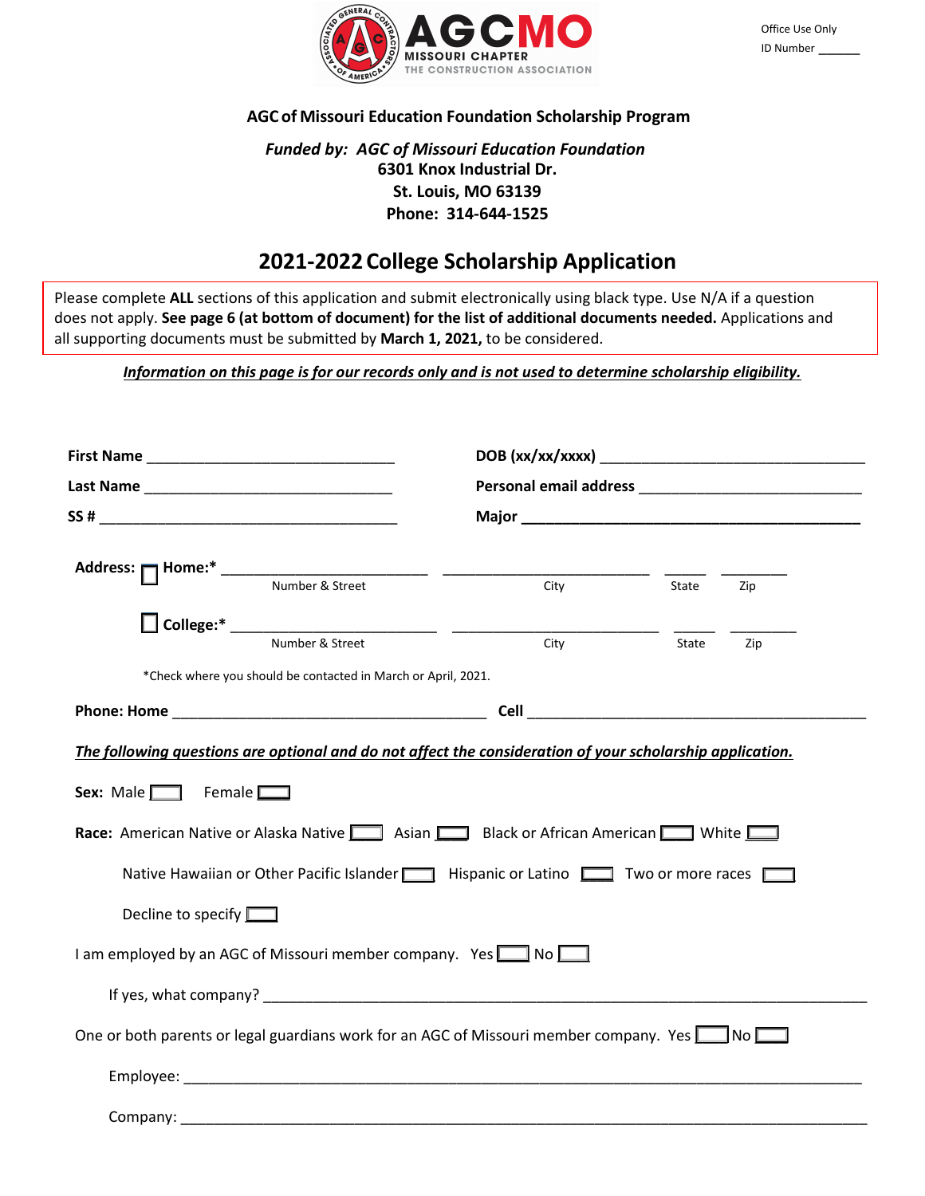AGCMO
MISSOURI CHAPTER
THE CONSTRUCTION ASSOCIATION

Office Use Only
ID Number _______

**AGC of Missouri Education Foundation Scholarship Program**

***Funded by: AGC of Missouri Education Foundation***
**6301 Knox Industrial Dr.**
**St. Louis, MO 63139**
**Phone: 314-644-1525**

## 2021-2022 College Scholarship Application

Please complete **ALL** sections of this application and submit electronically using black type. Use N/A if a question does not apply. **See page 6 (at bottom of document) for the list of additional documents needed.** Applications and all supporting documents must be submitted by **March 1, 2021,** to be considered.

***Information on this page is for our records only and is not used to determine scholarship eligibility.***

**First Name** _______________________________ **DOB (xx/xx/xxxx)** _________________________________

**Last Name** _______________________________ **Personal email address** ___________________________

**SS #** _____________________________________ **Major** __________________________________________

**Address:** ☐ **Home:*** _________________________ _________________________ _____ ________
Number & Street City State Zip

☐ **College:*** _________________________ _________________________ _____ ________
Number & Street City State Zip

*Check where you should be contacted in March or April, 2021.

**Phone: Home** ______________________________________ **Cell** ________________________________________

***The following questions are optional and do not affect the consideration of your scholarship application.***

**Sex:** Male ☐ Female ☐

**Race:** American Native or Alaska Native ☐ Asian ☐ Black or African American ☐ White ☐

Native Hawaiian or Other Pacific Islander ☐ Hispanic or Latino ☐ Two or more races ☐

Decline to specify ☐

I am employed by an AGC of Missouri member company. Yes ☐ No ☐

If yes, what company? ____________________________________________________________________________

One or both parents or legal guardians work for an AGC of Missouri member company. Yes ☐ No ☐

Employee: _______________________________________________________________________________

Company: _______________________________________________________________________________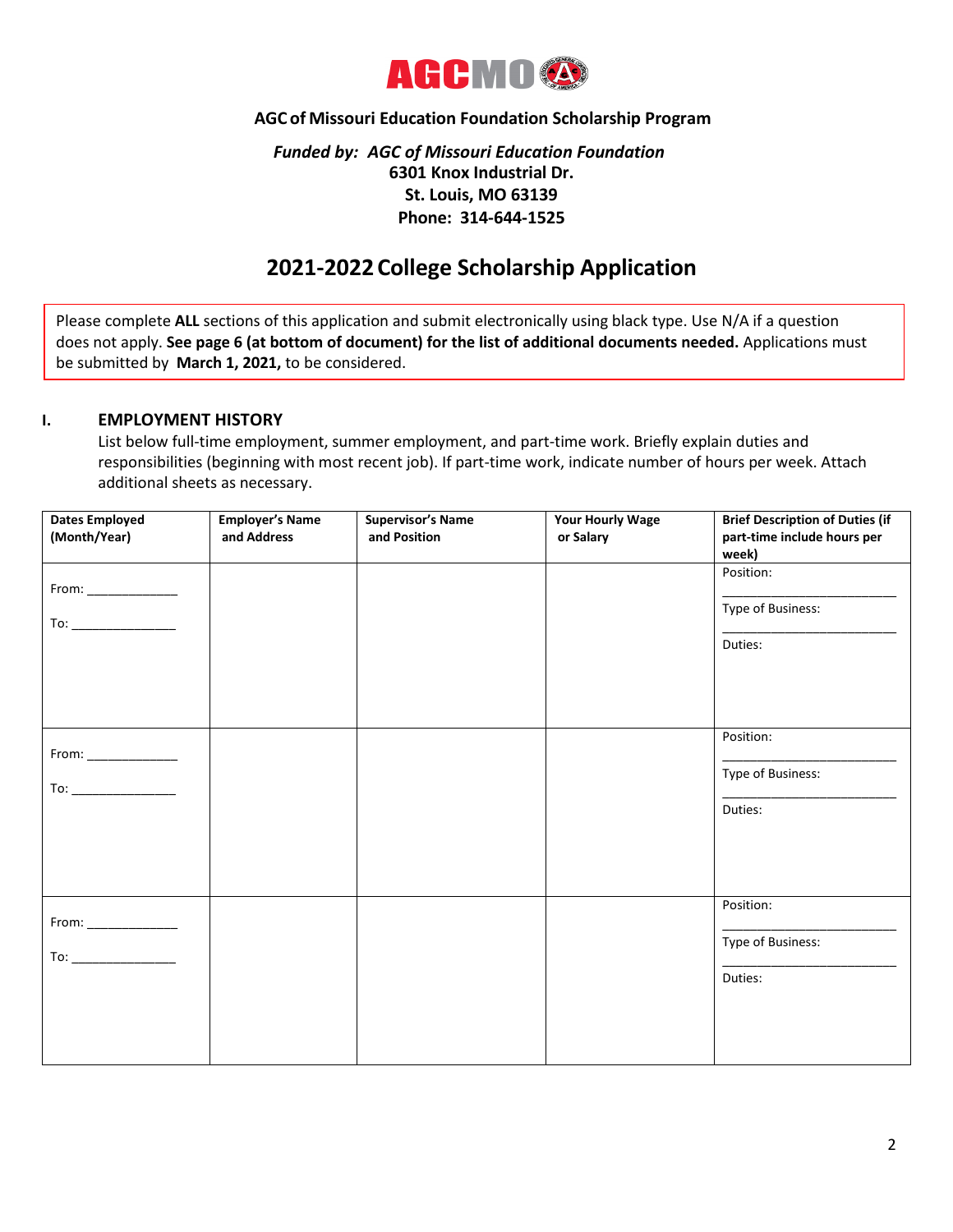AGCMO

**AGC of Missouri Education Foundation Scholarship Program**

***Funded by: AGC of Missouri Education Foundation***
**6301 Knox Industrial Dr.**
**St. Louis, MO 63139**
**Phone: 314-644-1525**

# 2021-2022 College Scholarship Application

Please complete **ALL** sections of this application and submit electronically using black type. Use N/A if a question does not apply. **See page 6 (at bottom of document) for the list of additional documents needed.** Applications must be submitted by **March 1, 2021,** to be considered.

## I. EMPLOYMENT HISTORY

List below full-time employment, summer employment, and part-time work. Briefly explain duties and responsibilities (beginning with most recent job). If part-time work, indicate number of hours per week. Attach additional sheets as necessary.

| Dates Employed (Month/Year) | Employer's Name and Address | Supervisor's Name and Position | Your Hourly Wage or Salary | Brief Description of Duties (if part-time include hours per week) |
|---|---|---|---|---|
| From: _____________ To: _______________ | | | | Position: _________________________ Type of Business: _________________________ Duties: |
| From: _____________ To: _______________ | | | | Position: _________________________ Type of Business: _________________________ Duties: |
| From: _____________ To: _______________ | | | | Position: _________________________ Type of Business: _________________________ Duties: |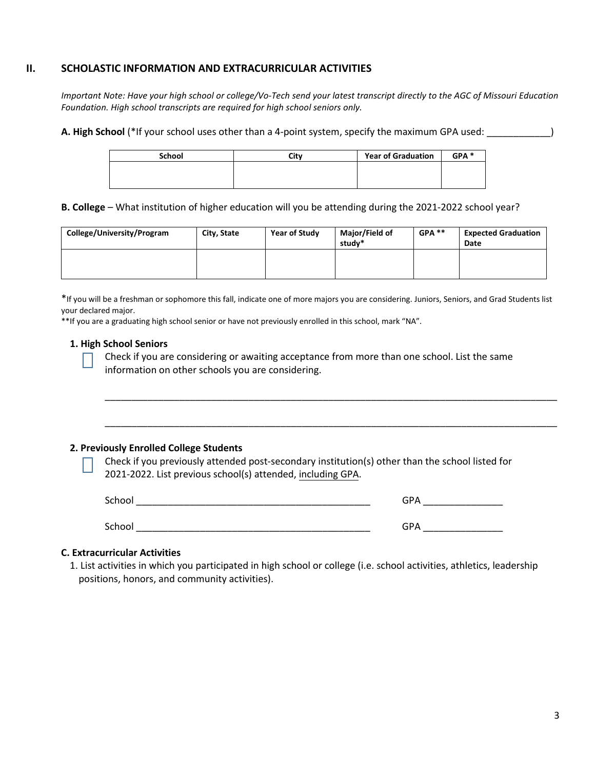## II. SCHOLASTIC INFORMATION AND EXTRACURRICULAR ACTIVITIES

*Important Note: Have your high school or college/Vo-Tech send your latest transcript directly to the AGC of Missouri Education Foundation. High school transcripts are required for high school seniors only.*

**A. High School** (*If your school uses other than a 4-point system, specify the maximum GPA used: ___________)

| School | City | Year of Graduation | GPA * |
|---|---|---|---|
| | | | |

**B. College** – What institution of higher education will you be attending during the 2021-2022 school year?

| College/University/Program | City, State | Year of Study | Major/Field of study* | GPA ** | Expected Graduation Date |
|---|---|---|---|---|---|
| | | | | | |

*If you will be a freshman or sophomore this fall, indicate one of more majors you are considering. Juniors, Seniors, and Grad Students list your declared major.
**If you are a graduating high school senior or have not previously enrolled in this school, mark "NA".

**1. High School Seniors**

☐ Check if you are considering or awaiting acceptance from more than one school. List the same information on other schools you are considering.

___________________________________________________________________________

___________________________________________________________________________

**2. Previously Enrolled College Students**

☐ Check if you previously attended post-secondary institution(s) other than the school listed for 2021-2022. List previous school(s) attended, including GPA.

School ____________________________________________ GPA _______________

School ____________________________________________ GPA _______________

**C. Extracurricular Activities**

1. List activities in which you participated in high school or college (i.e. school activities, athletics, leadership positions, honors, and community activities).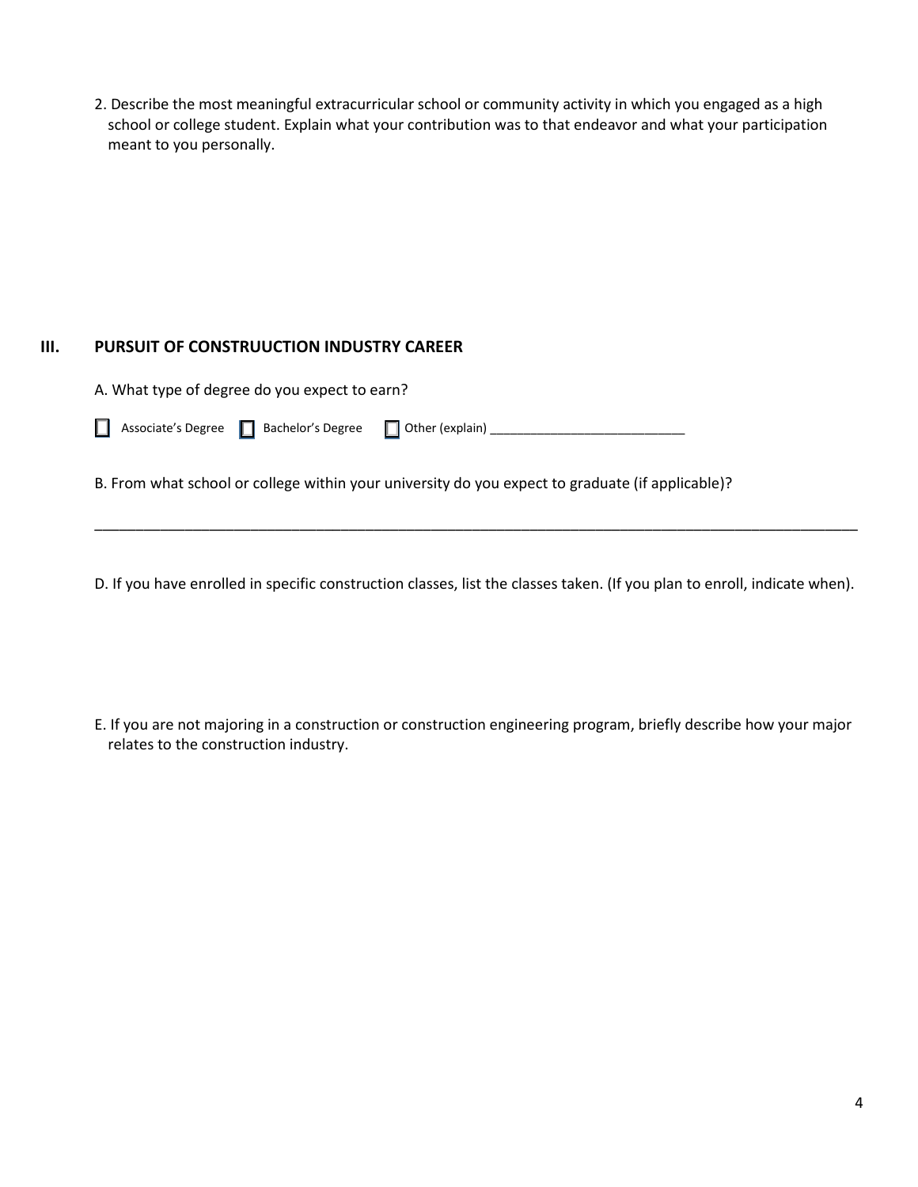2. Describe the most meaningful extracurricular school or community activity in which you engaged as a high school or college student. Explain what your contribution was to that endeavor and what your participation meant to you personally.

## III. PURSUIT OF CONSTRUUCTION INDUSTRY CAREER

A. What type of degree do you expect to earn?

☐ Associate's Degree ☐ Bachelor's Degree ☐ Other (explain) ___________________________

B. From what school or college within your university do you expect to graduate (if applicable)?

_____________________________________________________________________________________

D. If you have enrolled in specific construction classes, list the classes taken. (If you plan to enroll, indicate when).

E. If you are not majoring in a construction or construction engineering program, briefly describe how your major relates to the construction industry.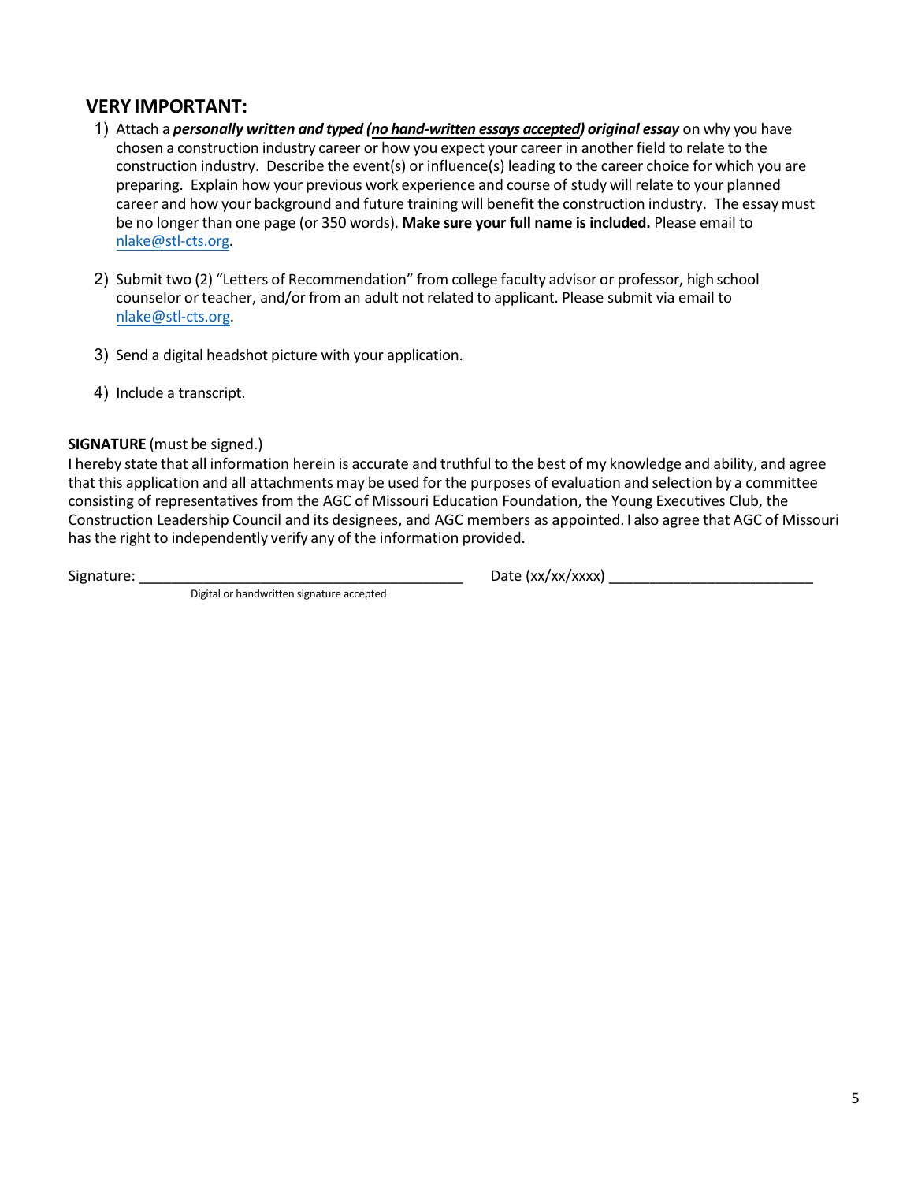## VERY IMPORTANT:

1) Attach a ***personally written and typed (<u>no hand-written essays accepted</u>) original essay*** on why you have chosen a construction industry career or how you expect your career in another field to relate to the construction industry. Describe the event(s) or influence(s) leading to the career choice for which you are preparing. Explain how your previous work experience and course of study will relate to your planned career and how your background and future training will benefit the construction industry. The essay must be no longer than one page (or 350 words). **Make sure your full name is included.** Please email to nlake@stl-cts.org.

2) Submit two (2) "Letters of Recommendation" from college faculty advisor or professor, high school counselor or teacher, and/or from an adult not related to applicant. Please submit via email to nlake@stl-cts.org.

3) Send a digital headshot picture with your application.

4) Include a transcript.

**SIGNATURE** (must be signed.)
I hereby state that all information herein is accurate and truthful to the best of my knowledge and ability, and agree that this application and all attachments may be used for the purposes of evaluation and selection by a committee consisting of representatives from the AGC of Missouri Education Foundation, the Young Executives Club, the Construction Leadership Council and its designees, and AGC members as appointed. I also agree that AGC of Missouri has the right to independently verify any of the information provided.

Signature: ________________________________________ Date (xx/xx/xxxx) _________________________

Digital or handwritten signature accepted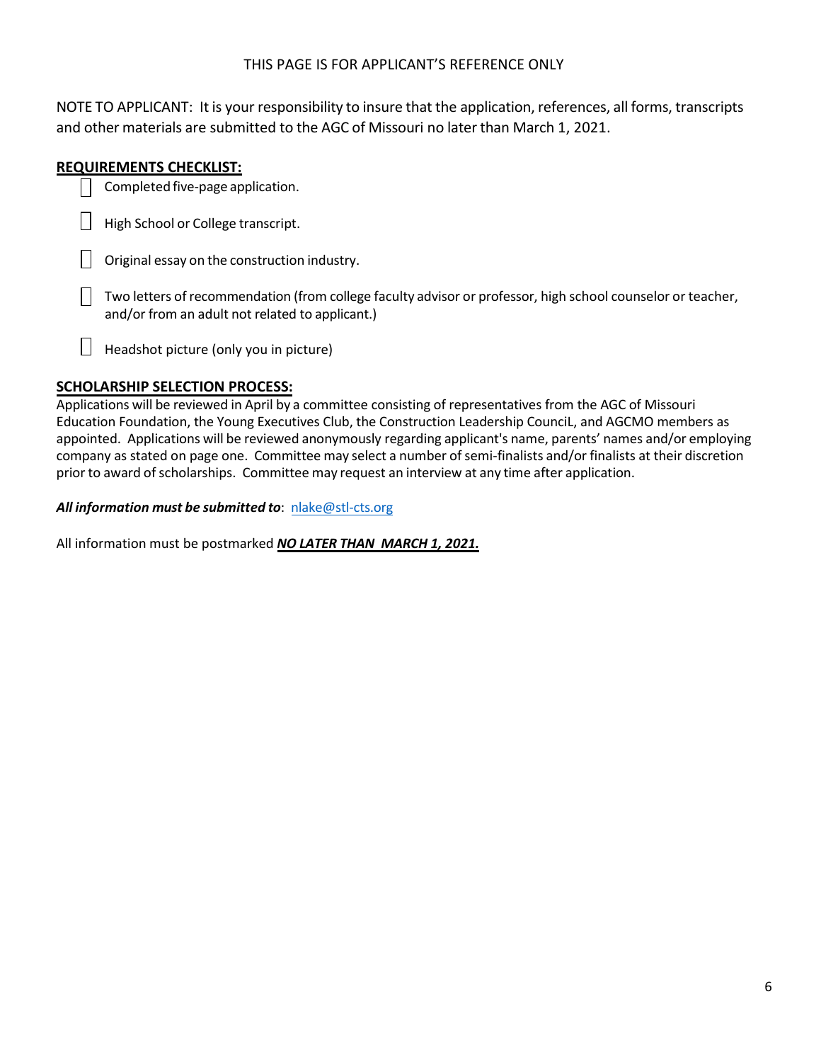THIS PAGE IS FOR APPLICANT'S REFERENCE ONLY

NOTE TO APPLICANT: It is your responsibility to insure that the application, references, all forms, transcripts and other materials are submitted to the AGC of Missouri no later than March 1, 2021.

**REQUIREMENTS CHECKLIST:**

- [ ] Completed five-page application.
- [ ] High School or College transcript.
- [ ] Original essay on the construction industry.
- [ ] Two letters of recommendation (from college faculty advisor or professor, high school counselor or teacher, and/or from an adult not related to applicant.)
- [ ] Headshot picture (only you in picture)

**SCHOLARSHIP SELECTION PROCESS:**

Applications will be reviewed in April by a committee consisting of representatives from the AGC of Missouri Education Foundation, the Young Executives Club, the Construction Leadership CounciL, and AGCMO members as appointed. Applications will be reviewed anonymously regarding applicant's name, parents' names and/or employing company as stated on page one. Committee may select a number of semi-finalists and/or finalists at their discretion prior to award of scholarships. Committee may request an interview at any time after application.

***All information must be submitted to***: nlake@stl-cts.org

All information must be postmarked ***NO LATER THAN MARCH 1, 2021.***